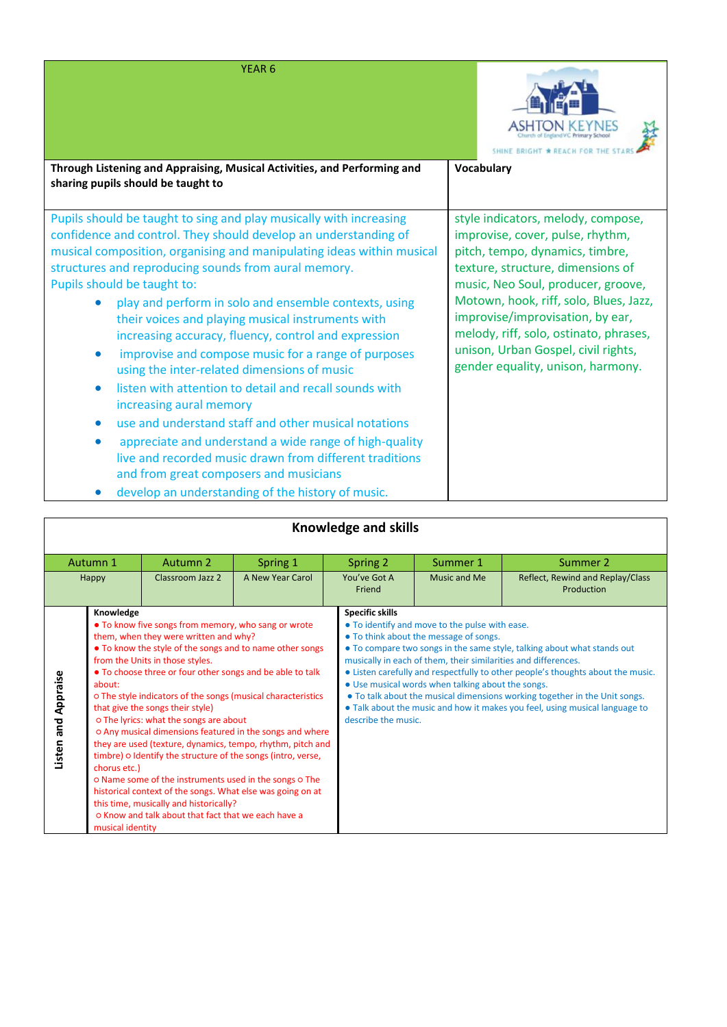# YEAR 6

ASHTON KEYNES Church of England VC Primary School
SHINE BRIGHT ★ REACH FOR THE STARS

| Through Listening and Appraising, Musical Activities, and Performing and sharing pupils should be taught to | Vocabulary |
|---|---|
| Pupils should be taught to sing and play musically with increasing confidence and control. They should develop an understanding of musical composition, organising and manipulating ideas within musical structures and reproducing sounds from aural memory.<br>Pupils should be taught to:<br>• play and perform in solo and ensemble contexts, using their voices and playing musical instruments with increasing accuracy, fluency, control and expression<br>• improvise and compose music for a range of purposes using the inter-related dimensions of music<br>• listen with attention to detail and recall sounds with increasing aural memory<br>• use and understand staff and other musical notations<br>• appreciate and understand a wide range of high-quality live and recorded music drawn from different traditions and from great composers and musicians<br>• develop an understanding of the history of music. | style indicators, melody, compose, improvise, cover, pulse, rhythm, pitch, tempo, dynamics, timbre, texture, structure, dimensions of music, Neo Soul, producer, groove, Motown, hook, riff, solo, Blues, Jazz, improvise/improvisation, by ear, melody, riff, solo, ostinato, phrases, unison, Urban Gospel, civil rights, gender equality, unison, harmony. |

## Knowledge and skills

| Autumn 1 | Autumn 2 | Spring 1 | Spring 2 | Summer 1 | Summer 2 |
|---|---|---|---|---|---|
| Happy | Classroom Jazz 2 | A New Year Carol | You've Got A Friend | Music and Me | Reflect, Rewind and Replay/Class Production |

| | Knowledge | Specific skills |
|---|---|---|
| **Listen and Appraise** | • To know five songs from memory, who sang or wrote them, when they were written and why?<br>• To know the style of the songs and to name other songs from the Units in those styles.<br>• To choose three or four other songs and be able to talk about:<br>○ The style indicators of the songs (musical characteristics that give the songs their style)<br>○ The lyrics: what the songs are about<br>○ Any musical dimensions featured in the songs and where they are used (texture, dynamics, tempo, rhythm, pitch and timbre) ○ Identify the structure of the songs (intro, verse, chorus etc.)<br>○ Name some of the instruments used in the songs ○ The historical context of the songs. What else was going on at this time, musically and historically?<br>○ Know and talk about that fact that we each have a musical identity | • To identify and move to the pulse with ease.<br>• To think about the message of songs.<br>• To compare two songs in the same style, talking about what stands out musically in each of them, their similarities and differences.<br>• Listen carefully and respectfully to other people's thoughts about the music.<br>• Use musical words when talking about the songs.<br>• To talk about the musical dimensions working together in the Unit songs.<br>• Talk about the music and how it makes you feel, using musical language to describe the music. |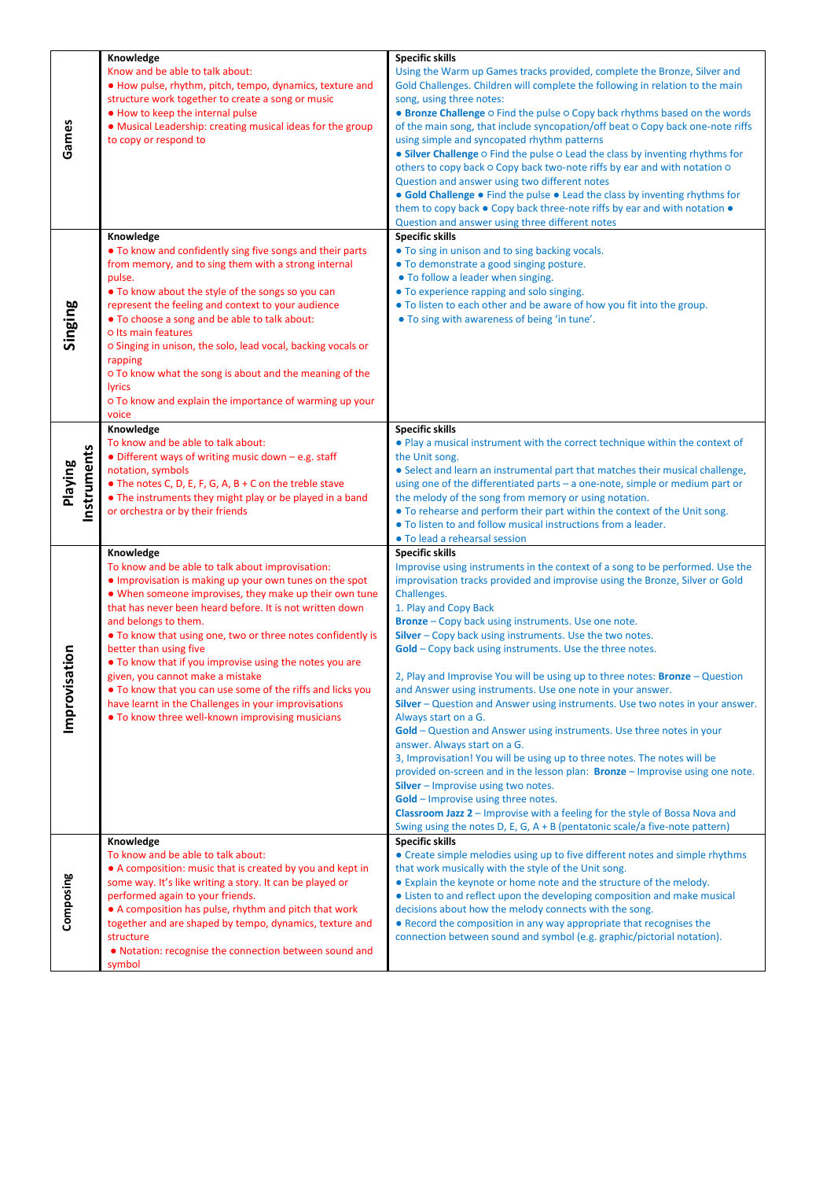| | Knowledge | Specific skills |
|---|---|---|
| **Games** | **Knowledge**<br>Know and be able to talk about:<br>● How pulse, rhythm, pitch, tempo, dynamics, texture and structure work together to create a song or music<br>● How to keep the internal pulse<br>● Musical Leadership: creating musical ideas for the group to copy or respond to | **Specific skills**<br>Using the Warm up Games tracks provided, complete the Bronze, Silver and Gold Challenges. Children will complete the following in relation to the main song, using three notes:<br>● **Bronze Challenge** ○ Find the pulse ○ Copy back rhythms based on the words of the main song, that include syncopation/off beat ○ Copy back one-note riffs using simple and syncopated rhythm patterns<br>● **Silver Challenge** ○ Find the pulse ○ Lead the class by inventing rhythms for others to copy back ○ Copy back two-note riffs by ear and with notation ○ Question and answer using two different notes<br>● **Gold Challenge** ● Find the pulse ● Lead the class by inventing rhythms for them to copy back ● Copy back three-note riffs by ear and with notation ● Question and answer using three different notes |
| **Singing** | **Knowledge**<br>● To know and confidently sing five songs and their parts from memory, and to sing them with a strong internal pulse.<br>● To know about the style of the songs so you can represent the feeling and context to your audience<br>● To choose a song and be able to talk about:<br>○ Its main features<br>○ Singing in unison, the solo, lead vocal, backing vocals or rapping<br>○ To know what the song is about and the meaning of the lyrics<br>○ To know and explain the importance of warming up your voice | **Specific skills**<br>● To sing in unison and to sing backing vocals.<br>● To demonstrate a good singing posture.<br>● To follow a leader when singing.<br>● To experience rapping and solo singing.<br>● To listen to each other and be aware of how you fit into the group.<br>● To sing with awareness of being 'in tune'. |
| **Playing Instruments** | **Knowledge**<br>To know and be able to talk about:<br>● Different ways of writing music down – e.g. staff notation, symbols<br>● The notes C, D, E, F, G, A, B + C on the treble stave<br>● The instruments they might play or be played in a band or orchestra or by their friends | **Specific skills**<br>● Play a musical instrument with the correct technique within the context of the Unit song.<br>● Select and learn an instrumental part that matches their musical challenge, using one of the differentiated parts – a one-note, simple or medium part or the melody of the song from memory or using notation.<br>● To rehearse and perform their part within the context of the Unit song.<br>● To listen to and follow musical instructions from a leader.<br>● To lead a rehearsal session |
| **Improvisation** | **Knowledge**<br>To know and be able to talk about improvisation:<br>● Improvisation is making up your own tunes on the spot<br>● When someone improvises, they make up their own tune that has never been heard before. It is not written down and belongs to them.<br>● To know that using one, two or three notes confidently is better than using five<br>● To know that if you improvise using the notes you are given, you cannot make a mistake<br>● To know that you can use some of the riffs and licks you have learnt in the Challenges in your improvisations<br>● To know three well-known improvising musicians | **Specific skills**<br>Improvise using instruments in the context of a song to be performed. Use the improvisation tracks provided and improvise using the Bronze, Silver or Gold Challenges.<br>1. Play and Copy Back<br>**Bronze** – Copy back using instruments. Use one note.<br>**Silver** – Copy back using instruments. Use the two notes.<br>**Gold** – Copy back using instruments. Use the three notes.<br><br>2, Play and Improvise You will be using up to three notes: **Bronze** – Question and Answer using instruments. Use one note in your answer.<br>**Silver** – Question and Answer using instruments. Use two notes in your answer. Always start on a G.<br>**Gold** – Question and Answer using instruments. Use three notes in your answer. Always start on a G.<br>3, Improvisation! You will be using up to three notes. The notes will be provided on-screen and in the lesson plan: **Bronze** – Improvise using one note.<br>**Silver** – Improvise using two notes.<br>**Gold** – Improvise using three notes.<br>**Classroom Jazz 2** – Improvise with a feeling for the style of Bossa Nova and Swing using the notes D, E, G, A + B (pentatonic scale/a five-note pattern) |
| **Composing** | **Knowledge**<br>To know and be able to talk about:<br>● A composition: music that is created by you and kept in some way. It's like writing a story. It can be played or performed again to your friends.<br>● A composition has pulse, rhythm and pitch that work together and are shaped by tempo, dynamics, texture and structure<br>● Notation: recognise the connection between sound and symbol | **Specific skills**<br>● Create simple melodies using up to five different notes and simple rhythms that work musically with the style of the Unit song.<br>● Explain the keynote or home note and the structure of the melody.<br>● Listen to and reflect upon the developing composition and make musical decisions about how the melody connects with the song.<br>● Record the composition in any way appropriate that recognises the connection between sound and symbol (e.g. graphic/pictorial notation). |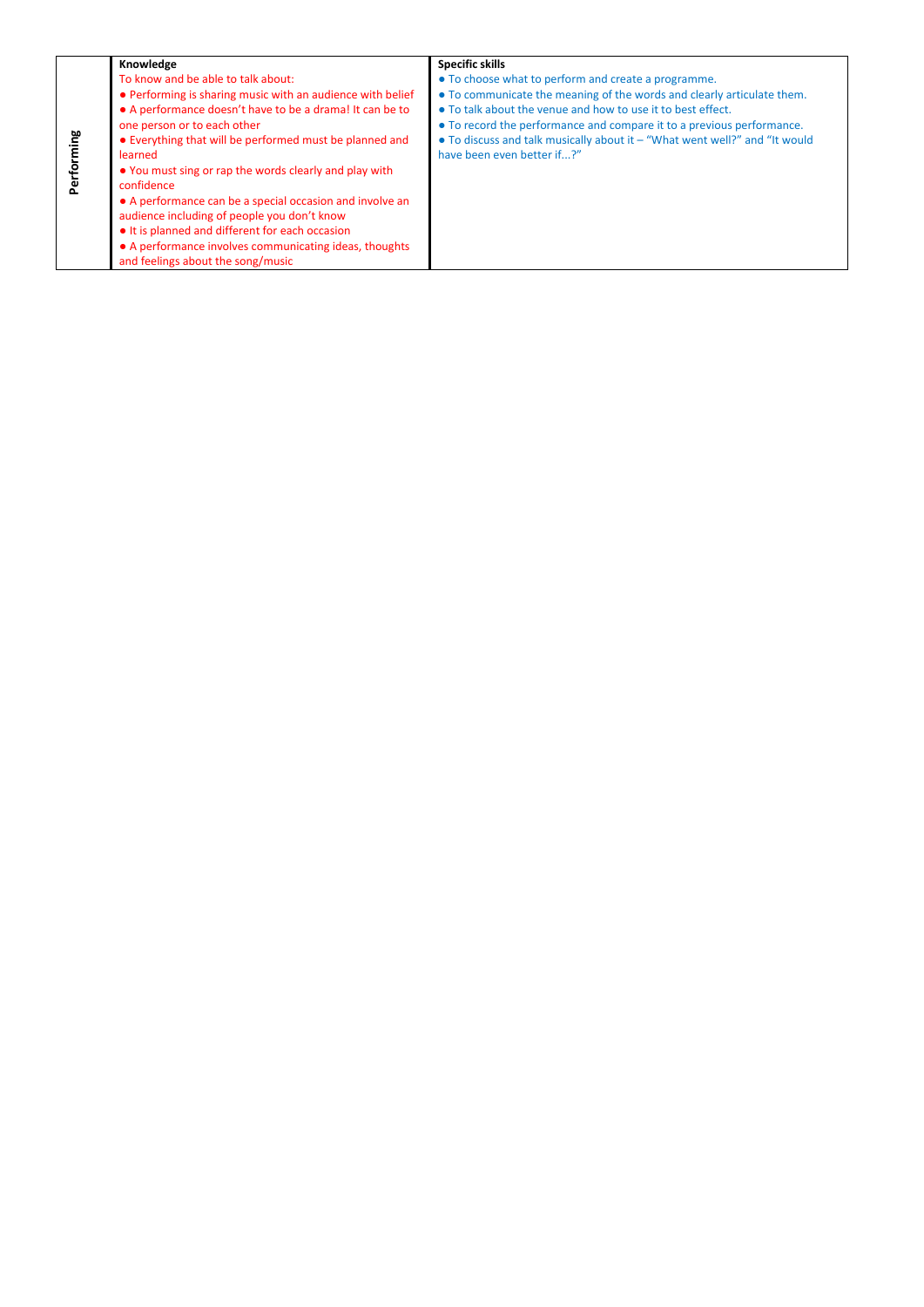| | | |
|---|---|---|
| **Performing** | **Knowledge**<br>To know and be able to talk about:<br>● Performing is sharing music with an audience with belief<br>● A performance doesn't have to be a drama! It can be to one person or to each other<br>● Everything that will be performed must be planned and learned<br>● You must sing or rap the words clearly and play with confidence<br>● A performance can be a special occasion and involve an audience including of people you don't know<br>● It is planned and different for each occasion<br>● A performance involves communicating ideas, thoughts and feelings about the song/music | **Specific skills**<br>● To choose what to perform and create a programme.<br>● To communicate the meaning of the words and clearly articulate them.<br>● To talk about the venue and how to use it to best effect.<br>● To record the performance and compare it to a previous performance.<br>● To discuss and talk musically about it – "What went well?" and "It would have been even better if...?" |